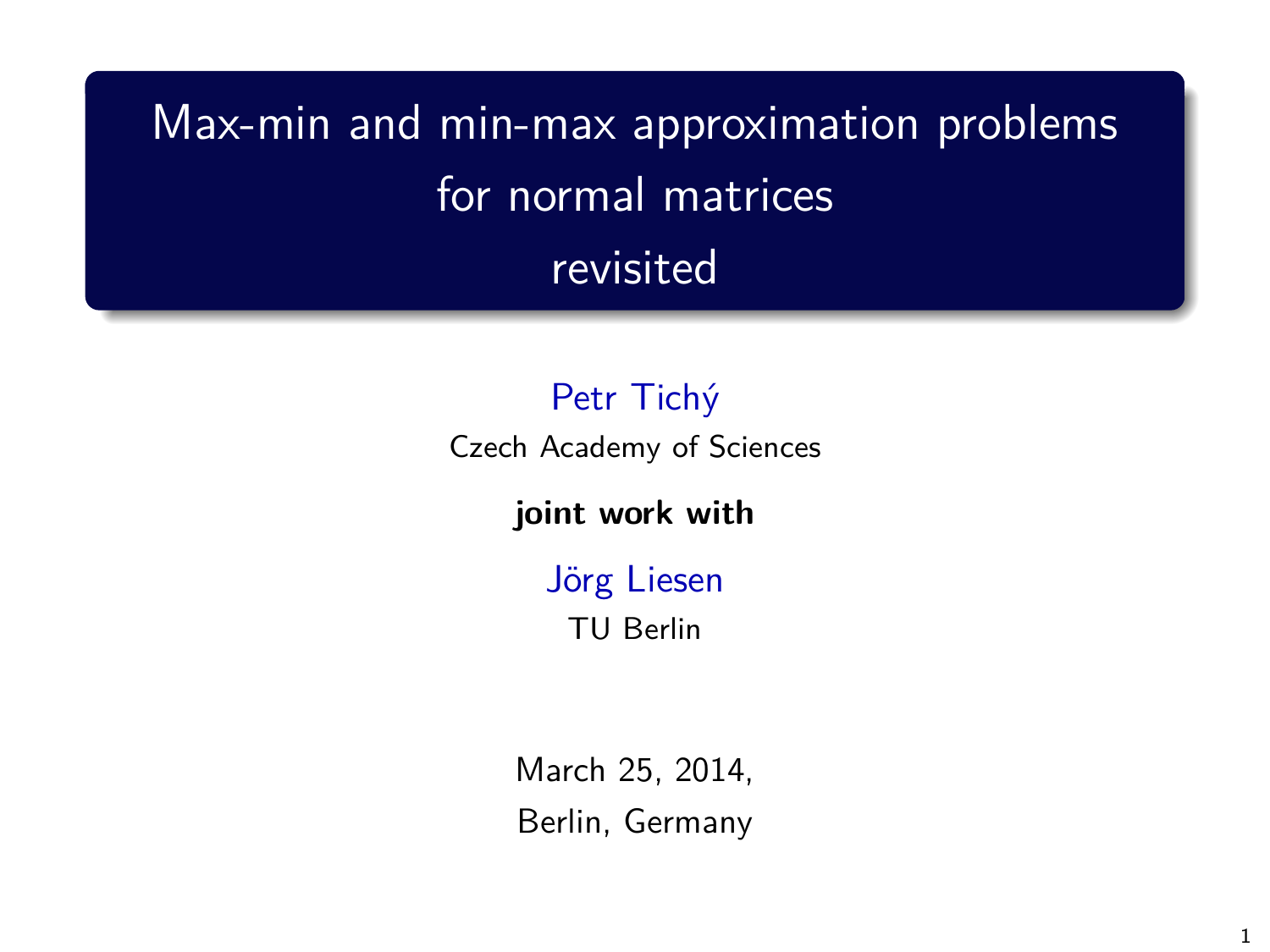# Max-min and min-max approximation problems for normal matrices revisited

Petr Tichý

Czech Academy of Sciences

**joint work with**

Jörg Liesen

TU Berlin

March 25, 2014,

Berlin, Germany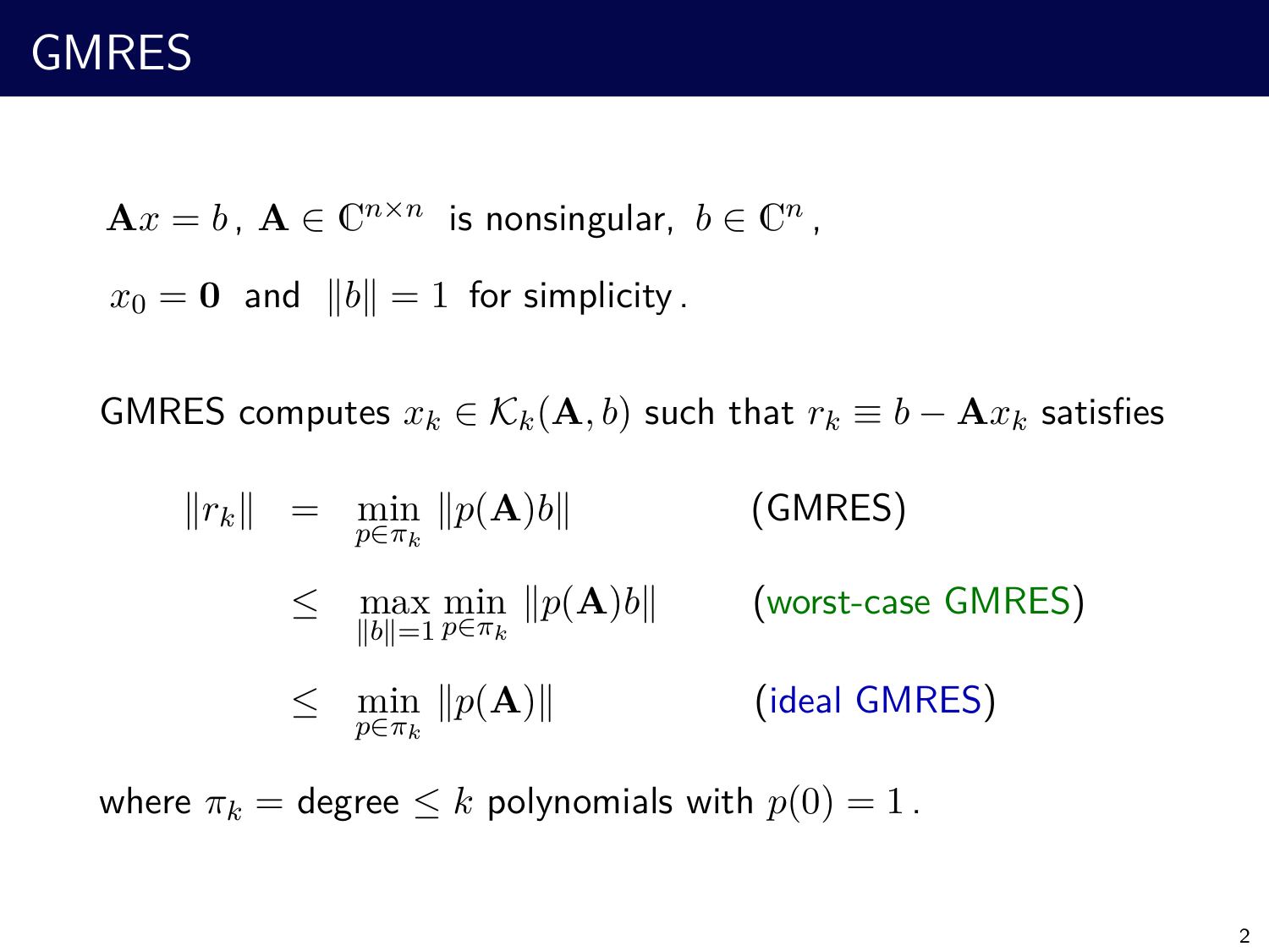# GMRES

$\mathbf{A}x = b$, $\mathbf{A} \in \mathbb{C}^{n \times n}$ is nonsingular, $b \in \mathbb{C}^n$,

$x_0 = \mathbf{0}$ and $\|b\| = 1$ for simplicity.

GMRES computes $x_k \in \mathcal{K}_k(\mathbf{A}, b)$ such that $r_k \equiv b - \mathbf{A}x_k$ satisfies

$$
\begin{aligned}
\|r_k\| &= \min_{p \in \pi_k} \|p(\mathbf{A})b\| && \text{(GMRES)} \\
&\leq \max_{\|b\|=1} \min_{p \in \pi_k} \|p(\mathbf{A})b\| && \text{(worst-case GMRES)} \\
&\leq \min_{p \in \pi_k} \|p(\mathbf{A})\| && \text{(ideal GMRES)}
\end{aligned}
$$

where $\pi_k =$ degree $\leq k$ polynomials with $p(0) = 1$.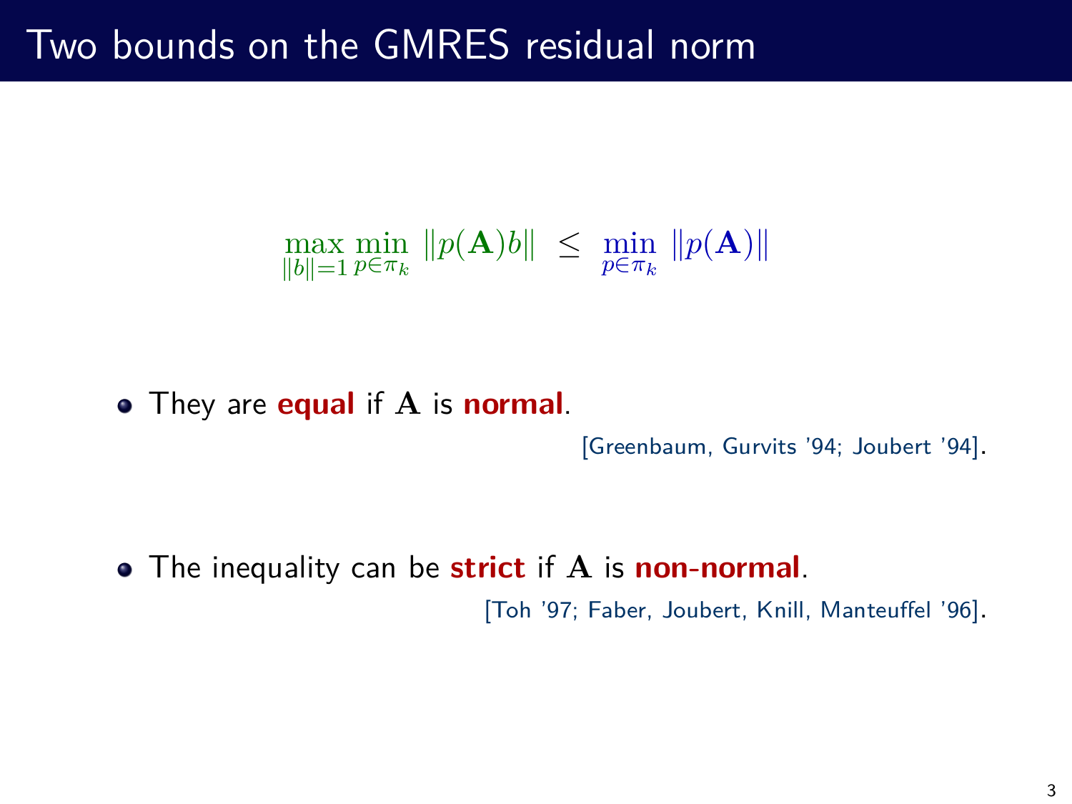# Two bounds on the GMRES residual norm

$$\max_{\|b\|=1} \min_{p\in\pi_k} \|p(\mathbf{A})b\| \;\leq\; \min_{p\in\pi_k} \|p(\mathbf{A})\|$$

- They are **equal** if $\mathbf{A}$ is **normal**.

  [Greenbaum, Gurvits '94; Joubert '94].

- The inequality can be **strict** if $\mathbf{A}$ is **non-normal**.

  [Toh '97; Faber, Joubert, Knill, Manteuffel '96].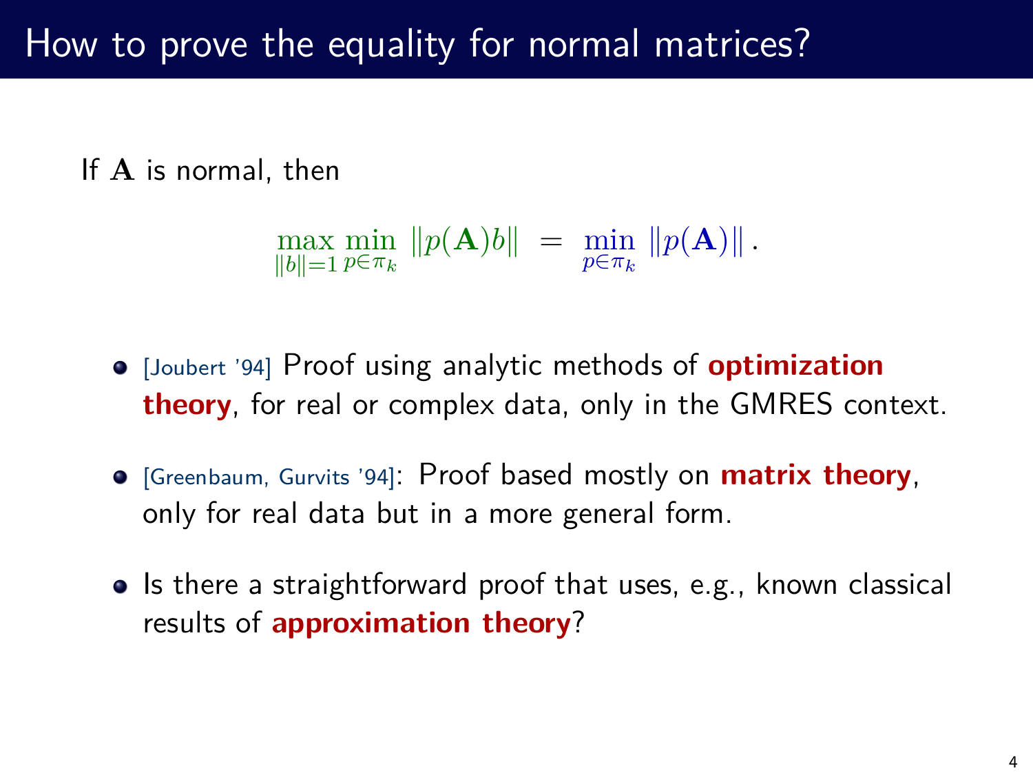# How to prove the equality for normal matrices?

If $\mathbf{A}$ is normal, then

$$\max_{\|b\|=1} \min_{p \in \pi_k} \|p(\mathbf{A})b\| = \min_{p \in \pi_k} \|p(\mathbf{A})\|.$$

- [Joubert '94] Proof using analytic methods of **optimization theory**, for real or complex data, only in the GMRES context.
- [Greenbaum, Gurvits '94]: Proof based mostly on **matrix theory**, only for real data but in a more general form.
- Is there a straightforward proof that uses, e.g., known classical results of **approximation theory**?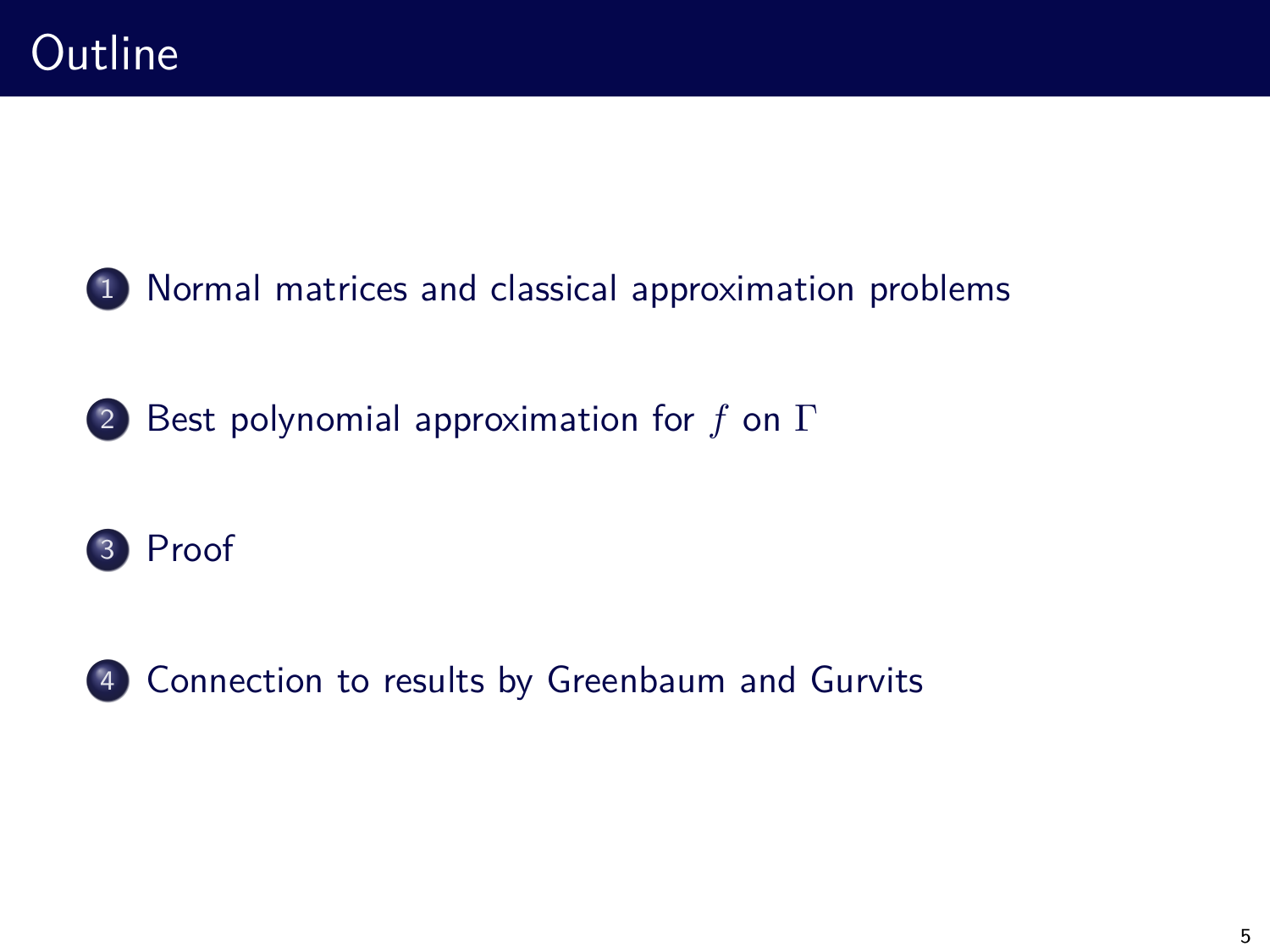# Outline

1. Normal matrices and classical approximation problems
2. Best polynomial approximation for $f$ on $\Gamma$
3. Proof
4. Connection to results by Greenbaum and Gurvits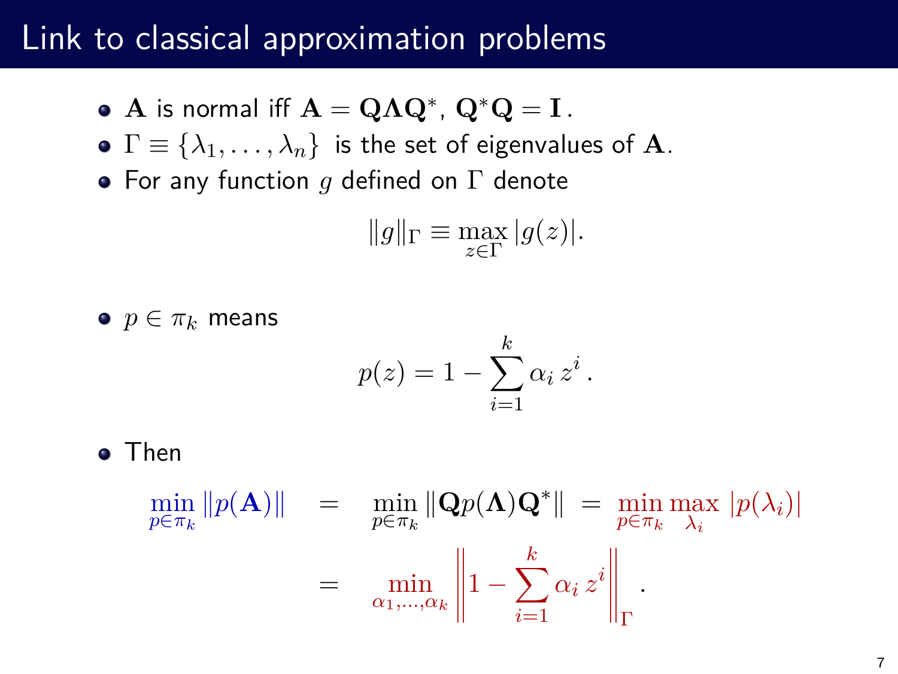# Link to classical approximation problems

- $\mathbf{A}$ is normal iff $\mathbf{A} = \mathbf{Q}\mathbf{\Lambda}\mathbf{Q}^*$, $\mathbf{Q}^*\mathbf{Q} = \mathbf{I}$.
- $\Gamma \equiv \{\lambda_1, \ldots, \lambda_n\}$ is the set of eigenvalues of $\mathbf{A}$.
- For any function $g$ defined on $\Gamma$ denote

$$\|g\|_\Gamma \equiv \max_{z \in \Gamma} |g(z)|.$$

- $p \in \pi_k$ means

$$p(z) = 1 - \sum_{i=1}^{k} \alpha_i \, z^i \, .$$

- Then

$$\begin{aligned}
\min_{p \in \pi_k} \|p(\mathbf{A})\| &= \min_{p \in \pi_k} \|\mathbf{Q} p(\mathbf{\Lambda}) \mathbf{Q}^*\| = \min_{p \in \pi_k} \max_{\lambda_i} |p(\lambda_i)| \\
&= \min_{\alpha_1, \ldots, \alpha_k} \left\| 1 - \sum_{i=1}^{k} \alpha_i \, z^i \right\|_\Gamma .
\end{aligned}$$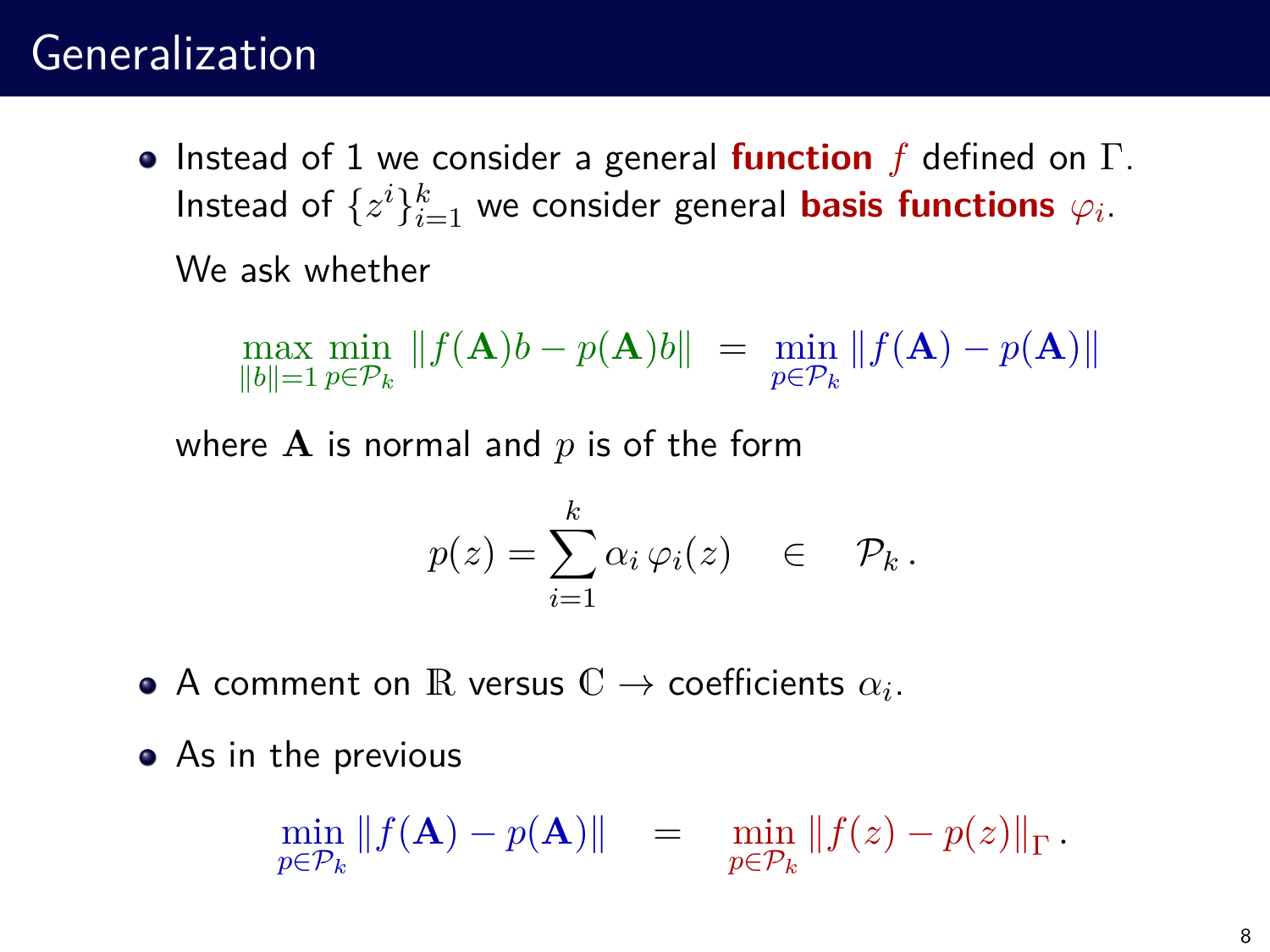# Generalization

- Instead of 1 we consider a general **function** $f$ defined on $\Gamma$. Instead of $\{z^i\}_{i=1}^k$ we consider general **basis functions** $\varphi_i$.

  We ask whether

$$\max_{\|b\|=1} \min_{p \in \mathcal{P}_k} \|f(\mathbf{A})b - p(\mathbf{A})b\| \; = \; \min_{p \in \mathcal{P}_k} \|f(\mathbf{A}) - p(\mathbf{A})\|$$

  where $\mathbf{A}$ is normal and $p$ is of the form

$$p(z) = \sum_{i=1}^{k} \alpha_i \, \varphi_i(z) \quad \in \quad \mathcal{P}_k \, .$$

- A comment on $\mathbb{R}$ versus $\mathbb{C}$ $\rightarrow$ coefficients $\alpha_i$.

- As in the previous

$$\min_{p \in \mathcal{P}_k} \|f(\mathbf{A}) - p(\mathbf{A})\| \quad = \quad \min_{p \in \mathcal{P}_k} \|f(z) - p(z)\|_{\Gamma} \, .$$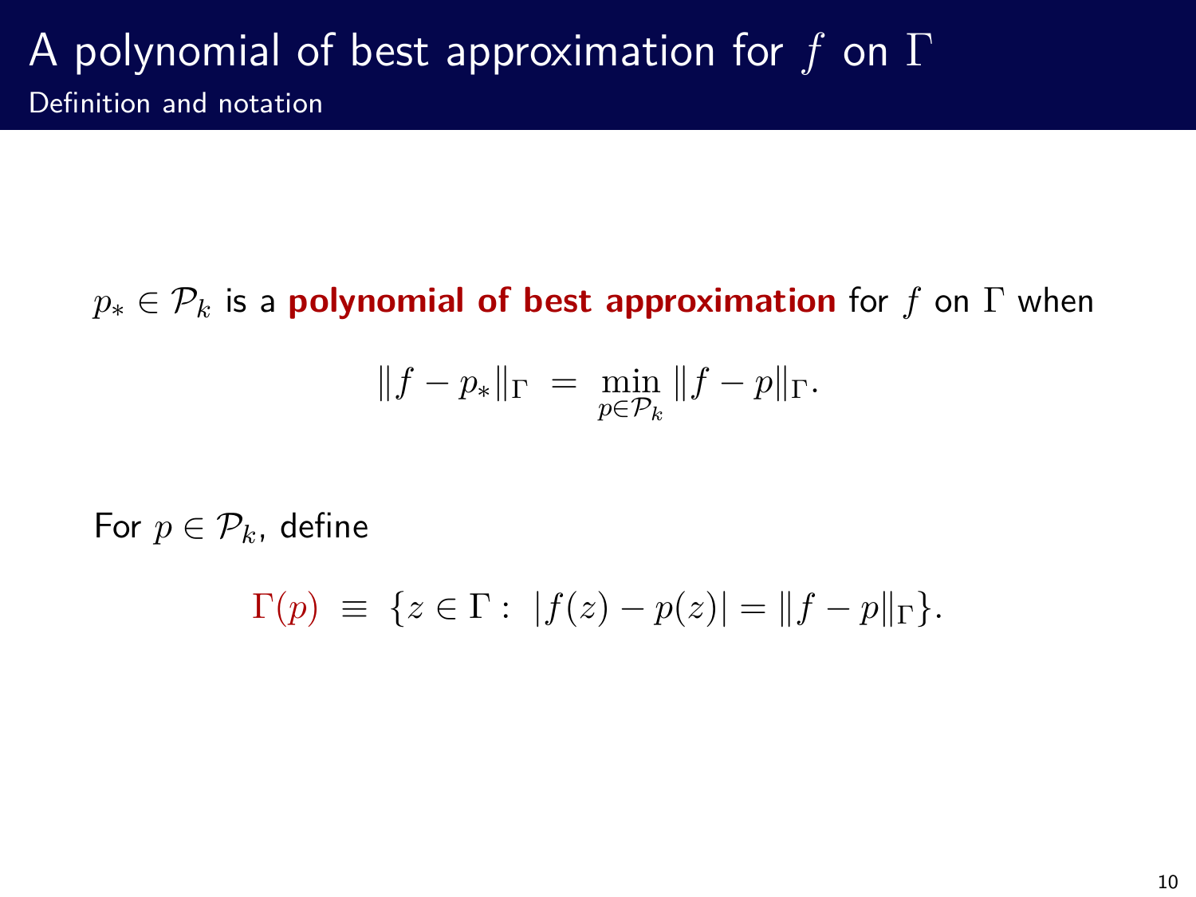# A polynomial of best approximation for $f$ on $\Gamma$

## Definition and notation

$p_* \in \mathcal{P}_k$ is a **polynomial of best approximation** for $f$ on $\Gamma$ when

$$\|f - p_*\|_\Gamma \;=\; \min_{p \in \mathcal{P}_k} \|f - p\|_\Gamma.$$

For $p \in \mathcal{P}_k$, define

$$\Gamma(p) \;\equiv\; \{z \in \Gamma : \; |f(z) - p(z)| = \|f - p\|_\Gamma\}.$$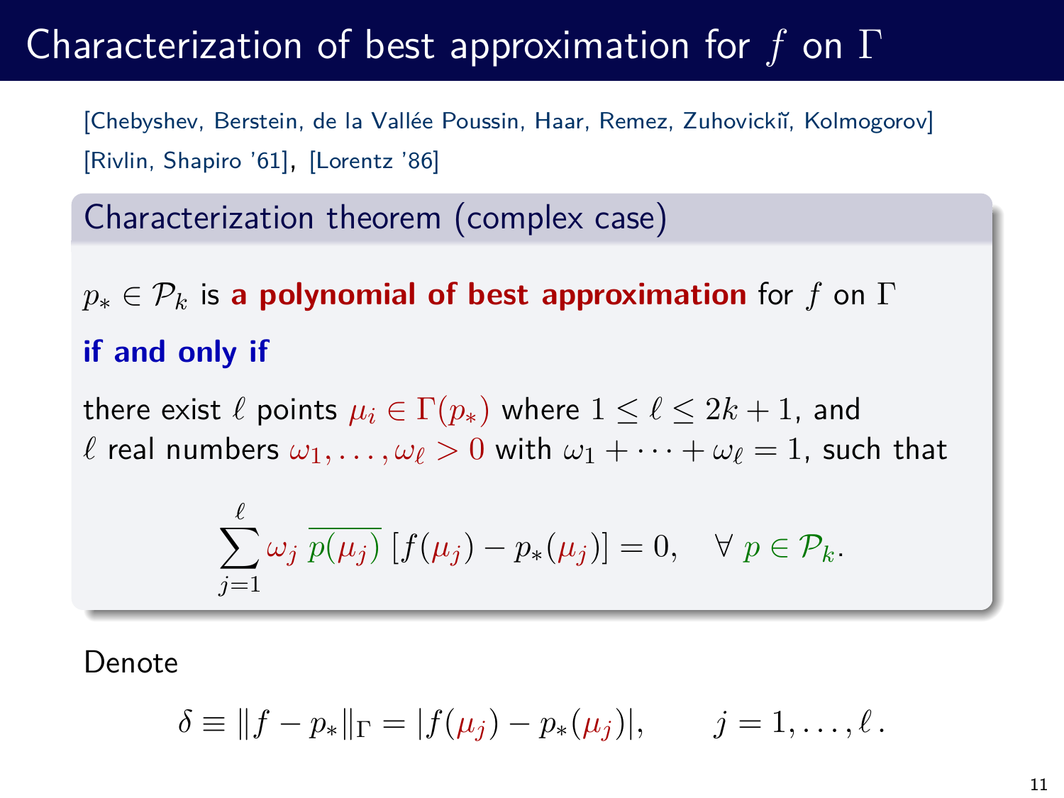# Characterization of best approximation for $f$ on $\Gamma$

[Chebyshev, Berstein, de la Vallée Poussin, Haar, Remez, Zuhovickiĭ, Kolmogorov]
[Rivlin, Shapiro '61], [Lorentz '86]

### Characterization theorem (complex case)

$p_* \in \mathcal{P}_k$ is **a polynomial of best approximation** for $f$ on $\Gamma$

**if and only if**

there exist $\ell$ points $\mu_i \in \Gamma(p_*)$ where $1 \leq \ell \leq 2k+1$, and $\ell$ real numbers $\omega_1, \ldots, \omega_\ell > 0$ with $\omega_1 + \cdots + \omega_\ell = 1$, such that

$$\sum_{j=1}^{\ell} \omega_j \, \overline{p(\mu_j)} \, [f(\mu_j) - p_*(\mu_j)] = 0, \quad \forall \; p \in \mathcal{P}_k.$$

Denote

$$\delta \equiv \|f - p_*\|_\Gamma = |f(\mu_j) - p_*(\mu_j)|, \qquad j = 1, \ldots, \ell\,.$$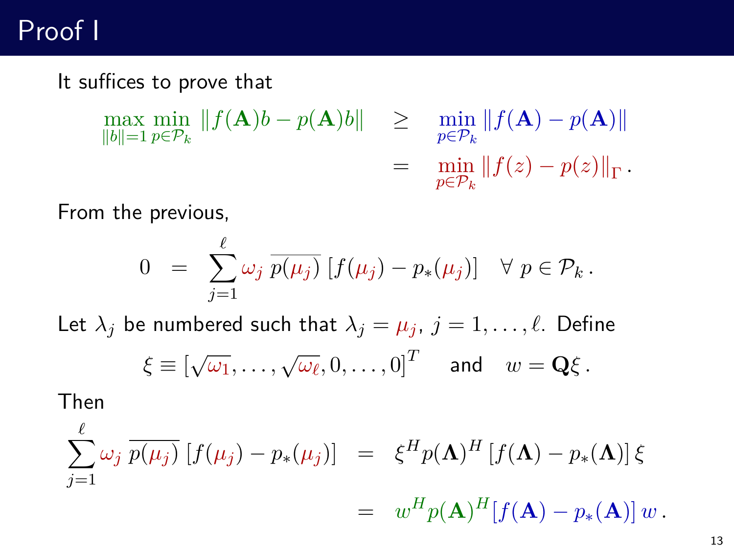# Proof I

It suffices to prove that

$$
\begin{aligned}
\max_{\|b\|=1} \min_{p \in \mathcal{P}_k} \|f(\mathbf{A})b - p(\mathbf{A})b\| \quad &\geq \quad \min_{p \in \mathcal{P}_k} \|f(\mathbf{A}) - p(\mathbf{A})\| \\
&= \quad \min_{p \in \mathcal{P}_k} \|f(z) - p(z)\|_\Gamma \,.
\end{aligned}
$$

From the previous,

$$
0 \;=\; \sum_{j=1}^{\ell} \omega_j \, \overline{p(\mu_j)} \, [f(\mu_j) - p_*(\mu_j)] \quad \forall \; p \in \mathcal{P}_k \,.
$$

Let $\lambda_j$ be numbered such that $\lambda_j = \mu_j$, $j = 1, \ldots, \ell$. Define

$$
\xi \equiv [\sqrt{\omega_1}, \ldots, \sqrt{\omega_\ell}, 0, \ldots, 0]^T \quad \text{and} \quad w = \mathbf{Q}\xi \,.
$$

Then

$$
\begin{aligned}
\sum_{j=1}^{\ell} \omega_j \, \overline{p(\mu_j)} \, [f(\mu_j) - p_*(\mu_j)] \quad &= \quad \xi^H p(\mathbf{\Lambda})^H \, [f(\mathbf{\Lambda}) - p_*(\mathbf{\Lambda})] \, \xi \\
&= \quad w^H p(\mathbf{A})^H [f(\mathbf{A}) - p_*(\mathbf{A})] \, w \,.
\end{aligned}
$$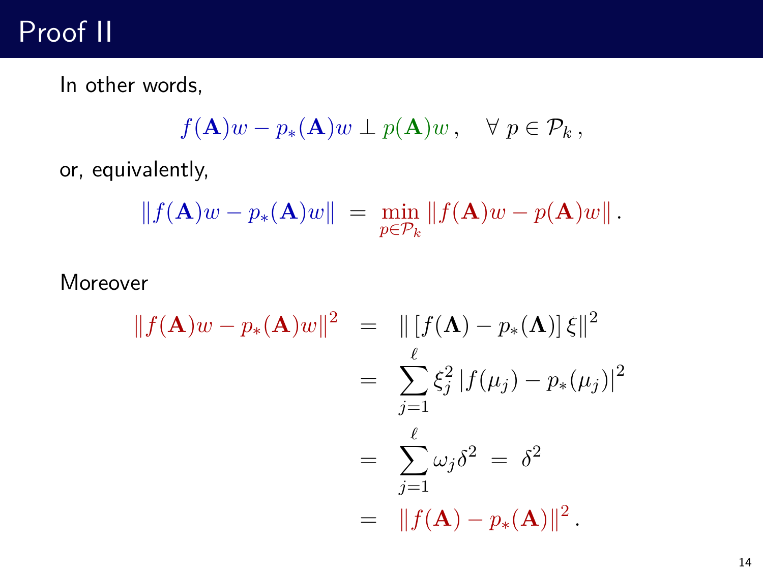# Proof II

In other words,

$$f(\mathbf{A})w - p_*(\mathbf{A})w \perp p(\mathbf{A})w\,, \quad \forall\, p \in \mathcal{P}_k\,,$$

or, equivalently,

$$\|f(\mathbf{A})w - p_*(\mathbf{A})w\| \;=\; \min_{p \in \mathcal{P}_k} \|f(\mathbf{A})w - p(\mathbf{A})w\|\,.$$

Moreover

$$\begin{aligned}
\|f(\mathbf{A})w - p_*(\mathbf{A})w\|^2 \;&=\; \|\,[f(\mathbf{\Lambda}) - p_*(\mathbf{\Lambda})]\,\xi\|^2 \\
&=\; \sum_{j=1}^{\ell} \xi_j^2\,|f(\mu_j) - p_*(\mu_j)|^2 \\
&=\; \sum_{j=1}^{\ell} \omega_j \delta^2 \;=\; \delta^2 \\
&=\; \|f(\mathbf{A}) - p_*(\mathbf{A})\|^2\,.
\end{aligned}$$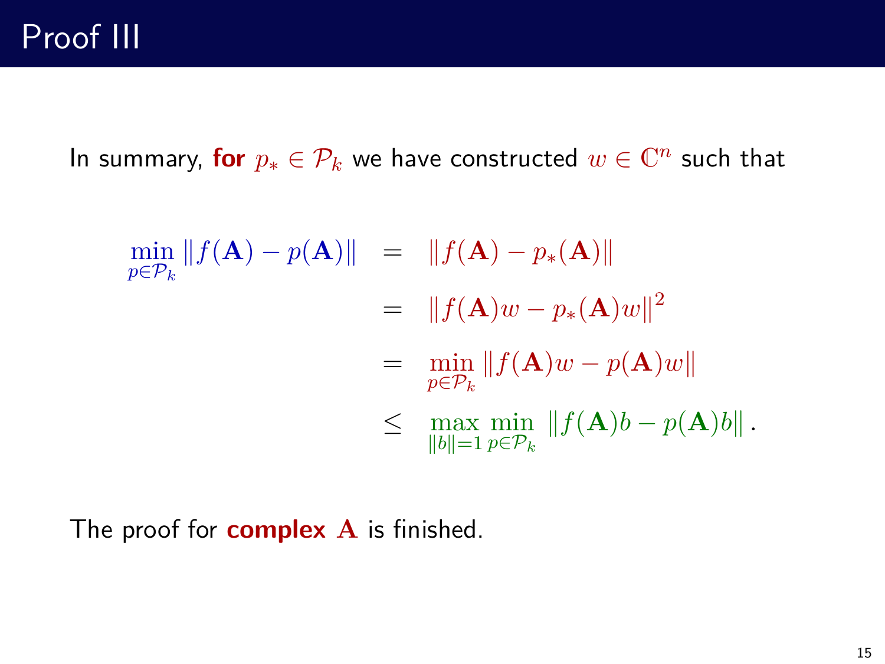# Proof III

In summary, **for** $p_* \in \mathcal{P}_k$ we have constructed $w \in \mathbb{C}^n$ such that

$$
\begin{aligned}
\min_{p \in \mathcal{P}_k} \|f(\mathbf{A}) - p(\mathbf{A})\| &= \|f(\mathbf{A}) - p_*(\mathbf{A})\| \\
&= \|f(\mathbf{A})w - p_*(\mathbf{A})w\|^2 \\
&= \min_{p \in \mathcal{P}_k} \|f(\mathbf{A})w - p(\mathbf{A})w\| \\
&\leq \max_{\|b\|=1} \min_{p \in \mathcal{P}_k} \|f(\mathbf{A})b - p(\mathbf{A})b\| .
\end{aligned}
$$

The proof for **complex** $\mathbf{A}$ is finished.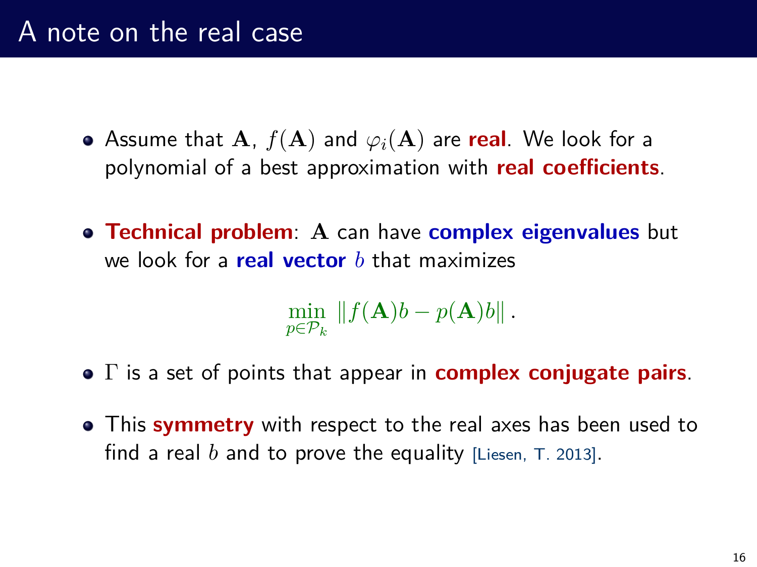# A note on the real case

- Assume that $\mathbf{A}$, $f(\mathbf{A})$ and $\varphi_i(\mathbf{A})$ are **real**. We look for a polynomial of a best approximation with **real coefficients**.

- **Technical problem**: $\mathbf{A}$ can have **complex eigenvalues** but we look for a **real vector** $b$ that maximizes

$$\min_{p \in \mathcal{P}_k} \|f(\mathbf{A})b - p(\mathbf{A})b\| .$$

- $\Gamma$ is a set of points that appear in **complex conjugate pairs**.

- This **symmetry** with respect to the real axes has been used to find a real $b$ and to prove the equality [Liesen, T. 2013].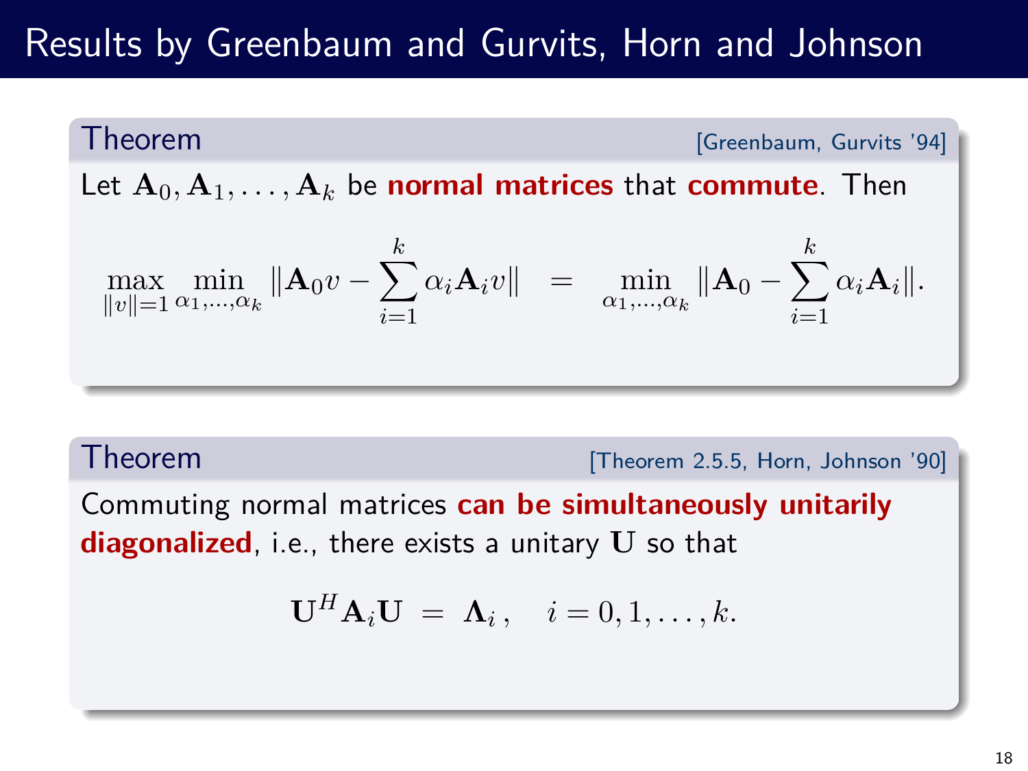# Results by Greenbaum and Gurvits, Horn and Johnson

**Theorem** [Greenbaum, Gurvits '94]

Let $\mathbf{A}_0, \mathbf{A}_1, \ldots, \mathbf{A}_k$ be **normal matrices** that **commute**. Then

$$\max_{\|v\|=1} \min_{\alpha_1,\ldots,\alpha_k} \|\mathbf{A}_0 v - \sum_{i=1}^{k} \alpha_i \mathbf{A}_i v\| \;=\; \min_{\alpha_1,\ldots,\alpha_k} \|\mathbf{A}_0 - \sum_{i=1}^{k} \alpha_i \mathbf{A}_i\|.$$

**Theorem** [Theorem 2.5.5, Horn, Johnson '90]

Commuting normal matrices **can be simultaneously unitarily diagonalized**, i.e., there exists a unitary $\mathbf{U}$ so that

$$\mathbf{U}^H \mathbf{A}_i \mathbf{U} \;=\; \mathbf{\Lambda}_i\,, \quad i = 0, 1, \ldots, k.$$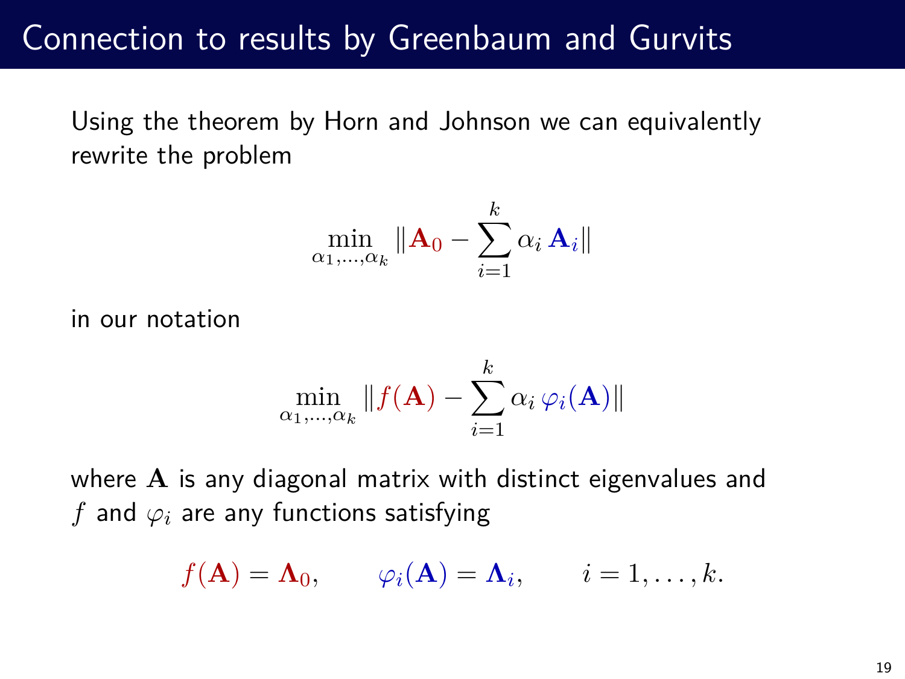# Connection to results by Greenbaum and Gurvits

Using the theorem by Horn and Johnson we can equivalently rewrite the problem

$$\min_{\alpha_1,\ldots,\alpha_k} \|\mathbf{A}_0 - \sum_{i=1}^{k} \alpha_i \, \mathbf{A}_i\|$$

in our notation

$$\min_{\alpha_1,\ldots,\alpha_k} \|f(\mathbf{A}) - \sum_{i=1}^{k} \alpha_i \, \varphi_i(\mathbf{A})\|$$

where $\mathbf{A}$ is any diagonal matrix with distinct eigenvalues and $f$ and $\varphi_i$ are any functions satisfying

$$f(\mathbf{A}) = \mathbf{\Lambda}_0, \qquad \varphi_i(\mathbf{A}) = \mathbf{\Lambda}_i, \qquad i = 1, \ldots, k.$$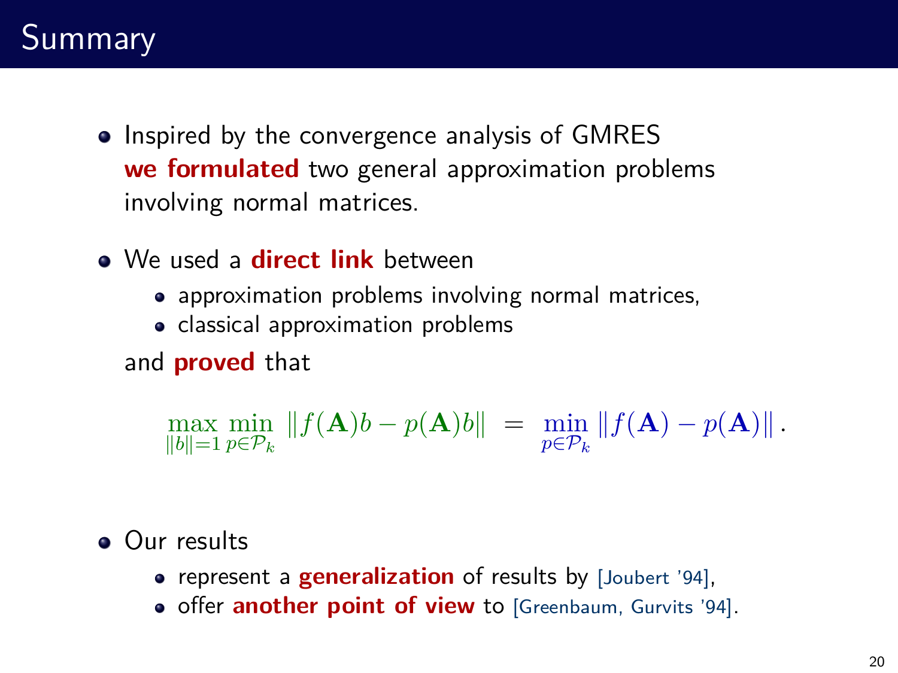# Summary

- Inspired by the convergence analysis of GMRES **we formulated** two general approximation problems involving normal matrices.

- We used a **direct link** between
  - approximation problems involving normal matrices,
  - classical approximation problems

  and **proved** that

$$\max_{\|b\|=1} \min_{p \in \mathcal{P}_k} \|f(\mathbf{A})b - p(\mathbf{A})b\| \;=\; \min_{p \in \mathcal{P}_k} \|f(\mathbf{A}) - p(\mathbf{A})\| \,.$$

- Our results
  - represent a **generalization** of results by [Joubert '94],
  - offer **another point of view** to [Greenbaum, Gurvits '94].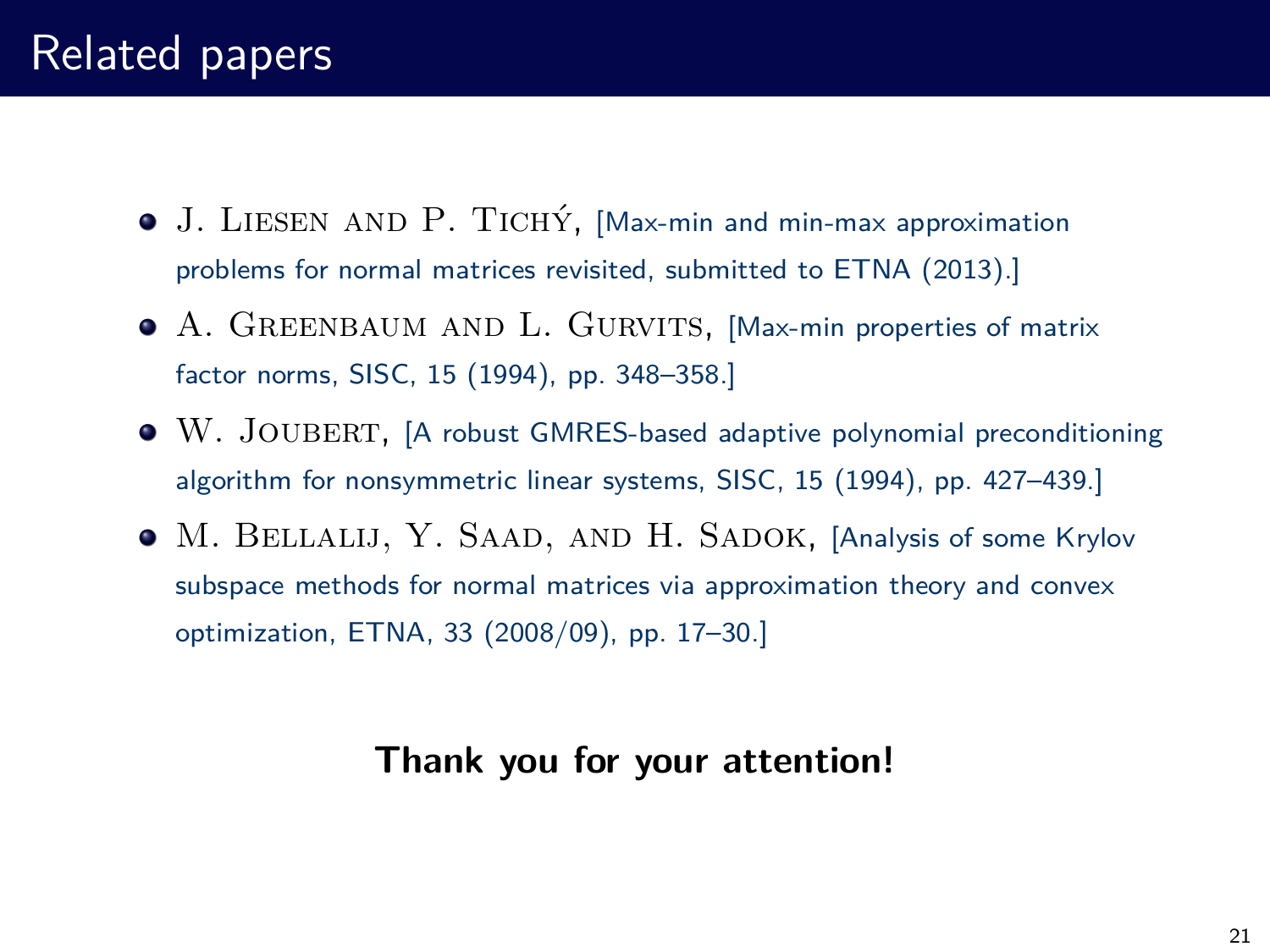# Related papers

- J. Liesen and P. Tichý, [Max-min and min-max approximation problems for normal matrices revisited, submitted to ETNA (2013).]
- A. Greenbaum and L. Gurvits, [Max-min properties of matrix factor norms, SISC, 15 (1994), pp. 348–358.]
- W. Joubert, [A robust GMRES-based adaptive polynomial preconditioning algorithm for nonsymmetric linear systems, SISC, 15 (1994), pp. 427–439.]
- M. Bellalij, Y. Saad, and H. Sadok, [Analysis of some Krylov subspace methods for normal matrices via approximation theory and convex optimization, ETNA, 33 (2008/09), pp. 17–30.]

**Thank you for your attention!**